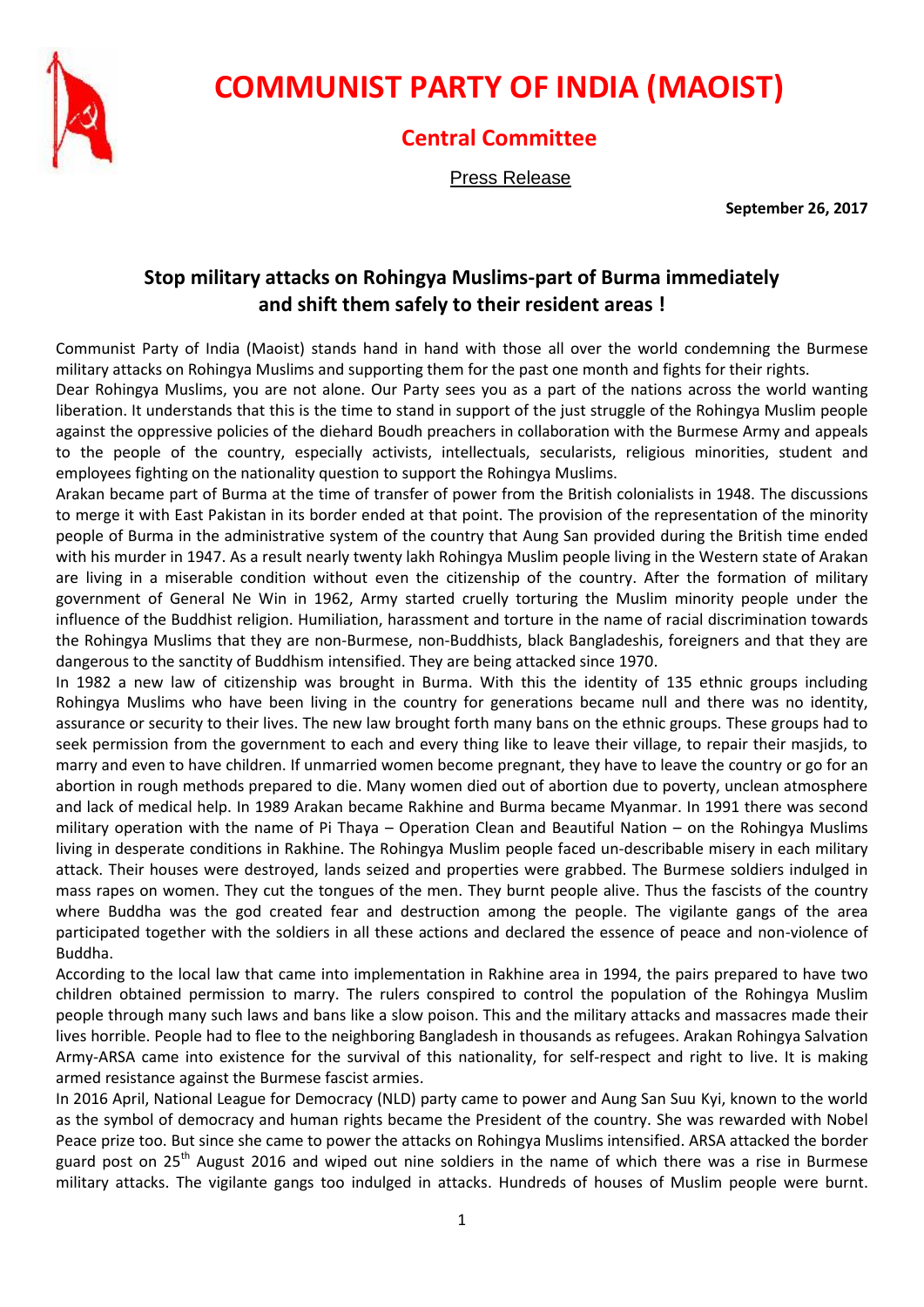# COMMUNIST PARTY OF INDIA (MAOIST)

## Central Committee

Press Release

**September 26, 2017**

### Stop military attacks on Rohingya Muslims-part of Burma immediately and shift them safely to their resident areas !

Communist Party of India (Maoist) stands hand in hand with those all over the world condemning the Burmese military attacks on Rohingya Muslims and supporting them for the past one month and fights for their rights.

Dear Rohingya Muslims, you are not alone. Our Party sees you as a part of the nations across the world wanting liberation. It understands that this is the time to stand in support of the just struggle of the Rohingya Muslim people against the oppressive policies of the diehard Boudh preachers in collaboration with the Burmese Army and appeals to the people of the country, especially activists, intellectuals, secularists, religious minorities, student and employees fighting on the nationality question to support the Rohingya Muslims.

Arakan became part of Burma at the time of transfer of power from the British colonialists in 1948. The discussions to merge it with East Pakistan in its border ended at that point. The provision of the representation of the minority people of Burma in the administrative system of the country that Aung San provided during the British time ended with his murder in 1947. As a result nearly twenty lakh Rohingya Muslim people living in the Western state of Arakan are living in a miserable condition without even the citizenship of the country. After the formation of military government of General Ne Win in 1962, Army started cruelly torturing the Muslim minority people under the influence of the Buddhist religion. Humiliation, harassment and torture in the name of racial discrimination towards the Rohingya Muslims that they are non-Burmese, non-Buddhists, black Bangladeshis, foreigners and that they are dangerous to the sanctity of Buddhism intensified. They are being attacked since 1970.

In 1982 a new law of citizenship was brought in Burma. With this the identity of 135 ethnic groups including Rohingya Muslims who have been living in the country for generations became null and there was no identity, assurance or security to their lives. The new law brought forth many bans on the ethnic groups. These groups had to seek permission from the government to each and every thing like to leave their village, to repair their masjids, to marry and even to have children. If unmarried women become pregnant, they have to leave the country or go for an abortion in rough methods prepared to die. Many women died out of abortion due to poverty, unclean atmosphere and lack of medical help. In 1989 Arakan became Rakhine and Burma became Myanmar. In 1991 there was second military operation with the name of Pi Thaya – Operation Clean and Beautiful Nation – on the Rohingya Muslims living in desperate conditions in Rakhine. The Rohingya Muslim people faced un-describable misery in each military attack. Their houses were destroyed, lands seized and properties were grabbed. The Burmese soldiers indulged in mass rapes on women. They cut the tongues of the men. They burnt people alive. Thus the fascists of the country where Buddha was the god created fear and destruction among the people. The vigilante gangs of the area participated together with the soldiers in all these actions and declared the essence of peace and non-violence of Buddha.

According to the local law that came into implementation in Rakhine area in 1994, the pairs prepared to have two children obtained permission to marry. The rulers conspired to control the population of the Rohingya Muslim people through many such laws and bans like a slow poison. This and the military attacks and massacres made their lives horrible. People had to flee to the neighboring Bangladesh in thousands as refugees. Arakan Rohingya Salvation Army-ARSA came into existence for the survival of this nationality, for self-respect and right to live. It is making armed resistance against the Burmese fascist armies.

In 2016 April, National League for Democracy (NLD) party came to power and Aung San Suu Kyi, known to the world as the symbol of democracy and human rights became the President of the country. She was rewarded with Nobel Peace prize too. But since she came to power the attacks on Rohingya Muslims intensified. ARSA attacked the border guard post on 25th August 2016 and wiped out nine soldiers in the name of which there was a rise in Burmese military attacks. The vigilante gangs too indulged in attacks. Hundreds of houses of Muslim people were burnt.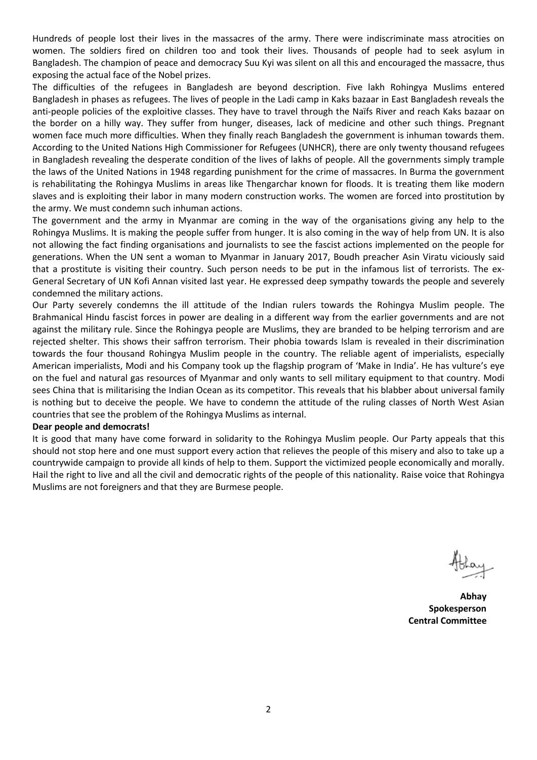Hundreds of people lost their lives in the massacres of the army. There were indiscriminate mass atrocities on women. The soldiers fired on children too and took their lives. Thousands of people had to seek asylum in Bangladesh. The champion of peace and democracy Suu Kyi was silent on all this and encouraged the massacre, thus exposing the actual face of the Nobel prizes.

The difficulties of the refugees in Bangladesh are beyond description. Five lakh Rohingya Muslims entered Bangladesh in phases as refugees. The lives of people in the Ladi camp in Kaks bazaar in East Bangladesh reveals the anti-people policies of the exploitive classes. They have to travel through the Naïfs River and reach Kaks bazaar on the border on a hilly way. They suffer from hunger, diseases, lack of medicine and other such things. Pregnant women face much more difficulties. When they finally reach Bangladesh the government is inhuman towards them. According to the United Nations High Commissioner for Refugees (UNHCR), there are only twenty thousand refugees in Bangladesh revealing the desperate condition of the lives of lakhs of people. All the governments simply trample the laws of the United Nations in 1948 regarding punishment for the crime of massacres. In Burma the government is rehabilitating the Rohingya Muslims in areas like Thengarchar known for floods. It is treating them like modern slaves and is exploiting their labor in many modern construction works. The women are forced into prostitution by the army. We must condemn such inhuman actions.

The government and the army in Myanmar are coming in the way of the organisations giving any help to the Rohingya Muslims. It is making the people suffer from hunger. It is also coming in the way of help from UN. It is also not allowing the fact finding organisations and journalists to see the fascist actions implemented on the people for generations. When the UN sent a woman to Myanmar in January 2017, Boudh preacher Asin Viratu viciously said that a prostitute is visiting their country. Such person needs to be put in the infamous list of terrorists. The ex-General Secretary of UN Kofi Annan visited last year. He expressed deep sympathy towards the people and severely condemned the military actions.

Our Party severely condemns the ill attitude of the Indian rulers towards the Rohingya Muslim people. The Brahmanical Hindu fascist forces in power are dealing in a different way from the earlier governments and are not against the military rule. Since the Rohingya people are Muslims, they are branded to be helping terrorism and are rejected shelter. This shows their saffron terrorism. Their phobia towards Islam is revealed in their discrimination towards the four thousand Rohingya Muslim people in the country. The reliable agent of imperialists, especially American imperialists, Modi and his Company took up the flagship program of 'Make in India'. He has vulture's eye on the fuel and natural gas resources of Myanmar and only wants to sell military equipment to that country. Modi sees China that is militarising the Indian Ocean as its competitor. This reveals that his blabber about universal family is nothing but to deceive the people. We have to condemn the attitude of the ruling classes of North West Asian countries that see the problem of the Rohingya Muslims as internal.

**Dear people and democrats!**

It is good that many have come forward in solidarity to the Rohingya Muslim people. Our Party appeals that this should not stop here and one must support every action that relieves the people of this misery and also to take up a countrywide campaign to provide all kinds of help to them. Support the victimized people economically and morally. Hail the right to live and all the civil and democratic rights of the people of this nationality. Raise voice that Rohingya Muslims are not foreigners and that they are Burmese people.

**Abhay**
**Spokesperson**
**Central Committee**